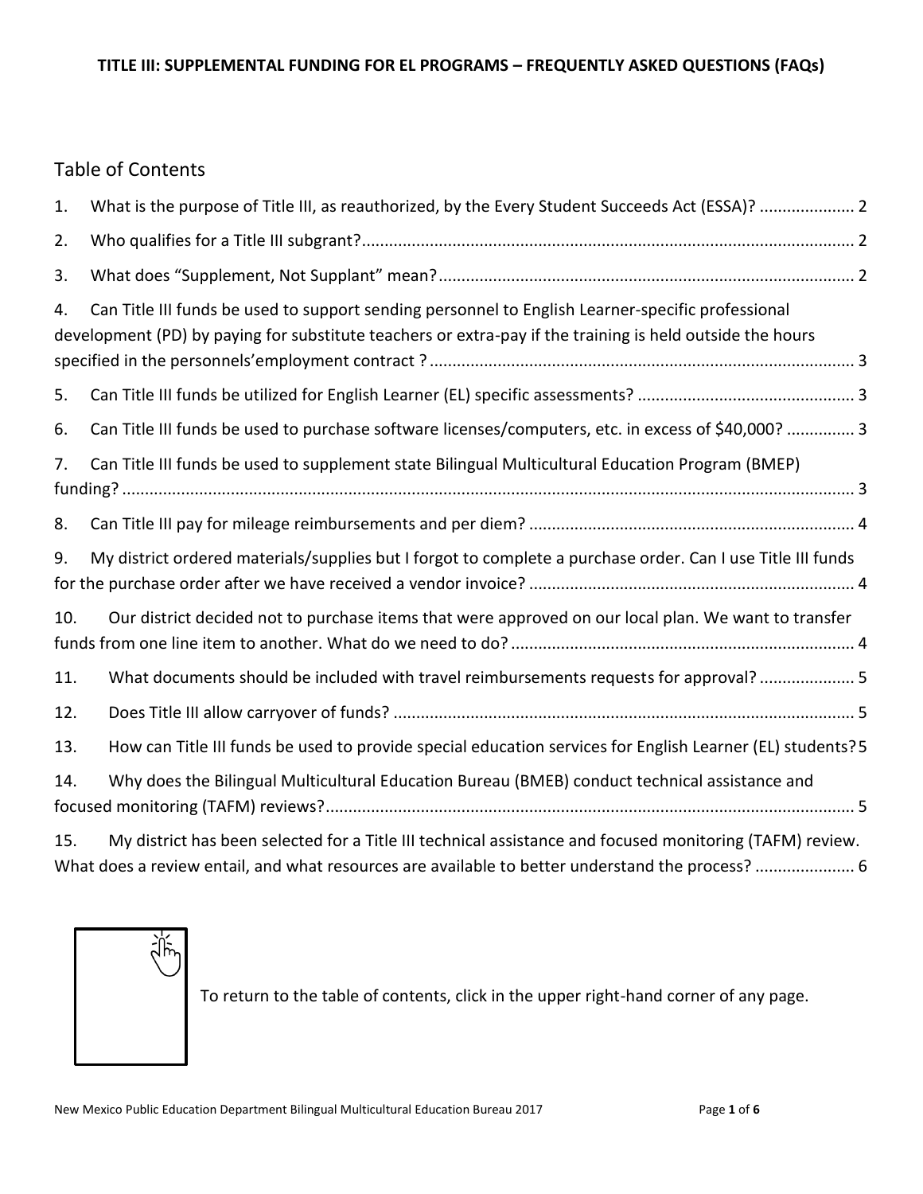**TITLE III: SUPPLEMENTAL FUNDING FOR EL PROGRAMS – FREQUENTLY ASKED QUESTIONS (FAQs)**

## Table of Contents

1. What is the purpose of Title III, as reauthorized, by the Every Student Succeeds Act (ESSA)? ..................... 2
2. Who qualifies for a Title III subgrant? ..................................................................................................... 2
3. What does "Supplement, Not Supplant" mean? ........................................................................................ 2
4. Can Title III funds be used to support sending personnel to English Learner-specific professional development (PD) by paying for substitute teachers or extra-pay if the training is held outside the hours specified in the personnels'employment contract ? ............................................................................................ 3
5. Can Title III funds be utilized for English Learner (EL) specific assessments? ................................................ 3
6. Can Title III funds be used to purchase software licenses/computers, etc. in excess of $40,000? ............... 3
7. Can Title III funds be used to supplement state Bilingual Multicultural Education Program (BMEP) funding? ................................................................................................................................................ 3
8. Can Title III pay for mileage reimbursements and per diem? ....................................................................... 4
9. My district ordered materials/supplies but I forgot to complete a purchase order. Can I use Title III funds for the purchase order after we have received a vendor invoice? ....................................................................... 4
10. Our district decided not to purchase items that were approved on our local plan. We want to transfer funds from one line item to another. What do we need to do? ........................................................................... 4
11. What documents should be included with travel reimbursements requests for approval? ..................... 5
12. Does Title III allow carryover of funds? ..................................................................................................... 5
13. How can Title III funds be used to provide special education services for English Learner (EL) students? 5
14. Why does the Bilingual Multicultural Education Bureau (BMEB) conduct technical assistance and focused monitoring (TAFM) reviews? ..................................................................................................................... 5
15. My district has been selected for a Title III technical assistance and focused monitoring (TAFM) review. What does a review entail, and what resources are available to better understand the process? ..................... 6

To return to the table of contents, click in the upper right-hand corner of any page.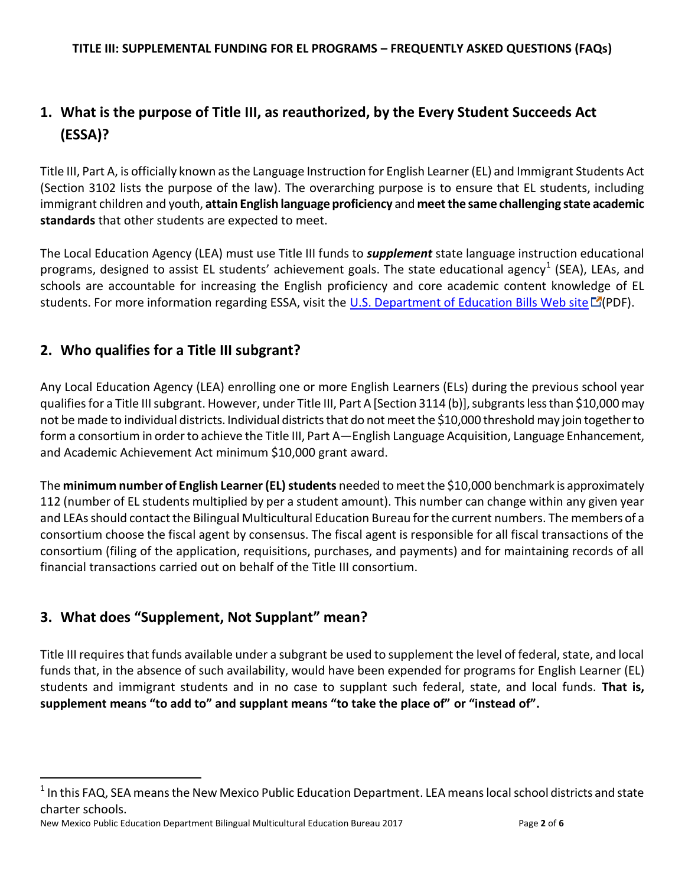## 1. What is the purpose of Title III, as reauthorized, by the Every Student Succeeds Act (ESSA)?

Title III, Part A, is officially known as the Language Instruction for English Learner (EL) and Immigrant Students Act (Section 3102 lists the purpose of the law). The overarching purpose is to ensure that EL students, including immigrant children and youth, **attain English language proficiency** and **meet the same challenging state academic standards** that other students are expected to meet.

The Local Education Agency (LEA) must use Title III funds to ***supplement*** state language instruction educational programs, designed to assist EL students' achievement goals. The state educational agency[1] (SEA), LEAs, and schools are accountable for increasing the English proficiency and core academic content knowledge of EL students. For more information regarding ESSA, visit the U.S. Department of Education Bills Web site (PDF).

## 2. Who qualifies for a Title III subgrant?

Any Local Education Agency (LEA) enrolling one or more English Learners (ELs) during the previous school year qualifies for a Title III subgrant. However, under Title III, Part A [Section 3114 (b)], subgrants less than $10,000 may not be made to individual districts. Individual districts that do not meet the $10,000 threshold may join together to form a consortium in order to achieve the Title III, Part A—English Language Acquisition, Language Enhancement, and Academic Achievement Act minimum $10,000 grant award.

The **minimum number of English Learner (EL) students** needed to meet the $10,000 benchmark is approximately 112 (number of EL students multiplied by per a student amount). This number can change within any given year and LEAs should contact the Bilingual Multicultural Education Bureau for the current numbers. The members of a consortium choose the fiscal agent by consensus. The fiscal agent is responsible for all fiscal transactions of the consortium (filing of the application, requisitions, purchases, and payments) and for maintaining records of all financial transactions carried out on behalf of the Title III consortium.

## 3. What does "Supplement, Not Supplant" mean?

Title III requires that funds available under a subgrant be used to supplement the level of federal, state, and local funds that, in the absence of such availability, would have been expended for programs for English Learner (EL) students and immigrant students and in no case to supplant such federal, state, and local funds. **That is, supplement means "to add to" and supplant means "to take the place of" or "instead of".**

---

[1] In this FAQ, SEA means the New Mexico Public Education Department. LEA means local school districts and state charter schools.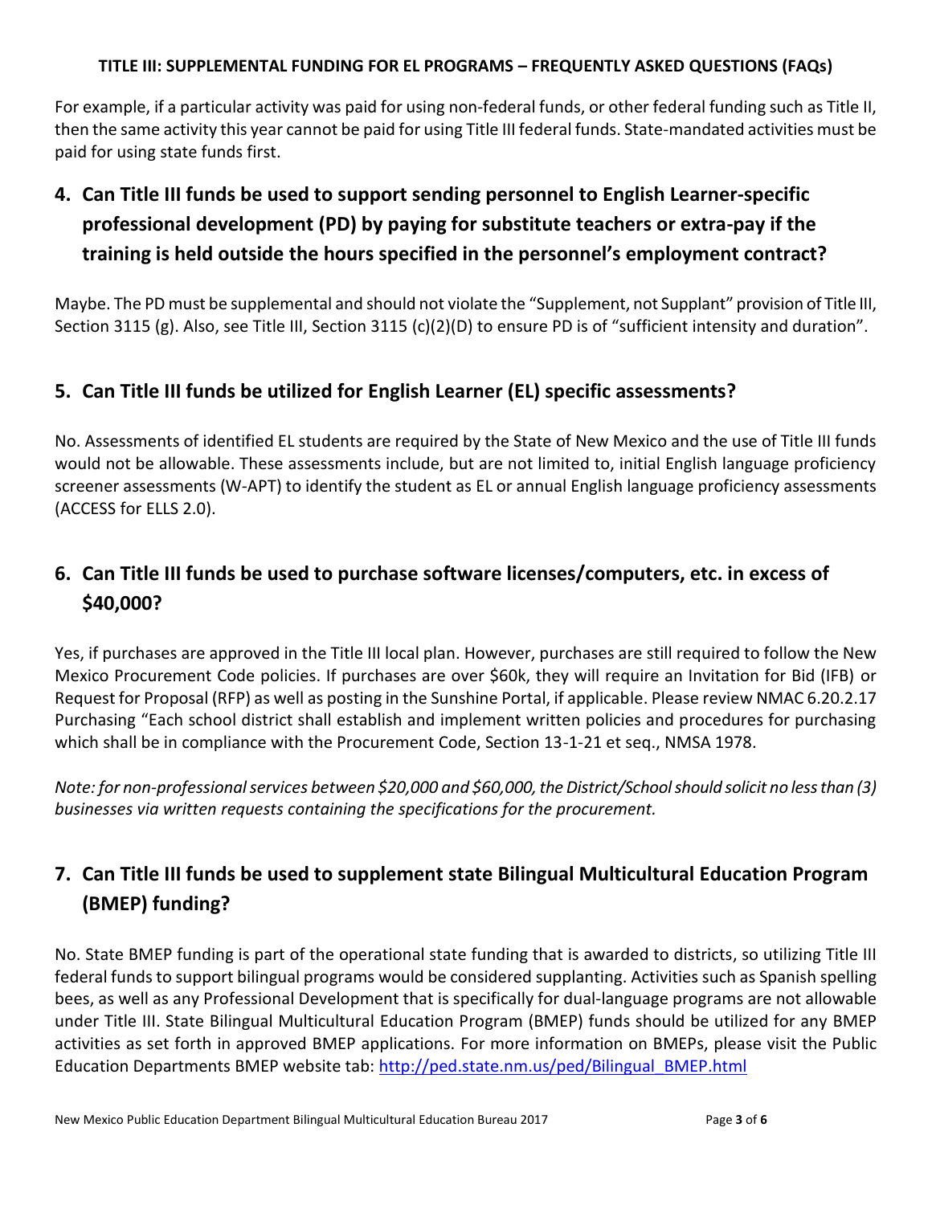For example, if a particular activity was paid for using non-federal funds, or other federal funding such as Title II, then the same activity this year cannot be paid for using Title III federal funds. State-mandated activities must be paid for using state funds first.

## 4. Can Title III funds be used to support sending personnel to English Learner-specific professional development (PD) by paying for substitute teachers or extra-pay if the training is held outside the hours specified in the personnel's employment contract?

Maybe. The PD must be supplemental and should not violate the "Supplement, not Supplant" provision of Title III, Section 3115 (g). Also, see Title III, Section 3115 (c)(2)(D) to ensure PD is of "sufficient intensity and duration".

## 5. Can Title III funds be utilized for English Learner (EL) specific assessments?

No. Assessments of identified EL students are required by the State of New Mexico and the use of Title III funds would not be allowable. These assessments include, but are not limited to, initial English language proficiency screener assessments (W-APT) to identify the student as EL or annual English language proficiency assessments (ACCESS for ELLS 2.0).

## 6. Can Title III funds be used to purchase software licenses/computers, etc. in excess of $40,000?

Yes, if purchases are approved in the Title III local plan. However, purchases are still required to follow the New Mexico Procurement Code policies. If purchases are over $60k, they will require an Invitation for Bid (IFB) or Request for Proposal (RFP) as well as posting in the Sunshine Portal, if applicable. Please review NMAC 6.20.2.17 Purchasing "Each school district shall establish and implement written policies and procedures for purchasing which shall be in compliance with the Procurement Code, Section 13-1-21 et seq., NMSA 1978.

*Note: for non-professional services between $20,000 and $60,000, the District/School should solicit no less than (3) businesses via written requests containing the specifications for the procurement.*

## 7. Can Title III funds be used to supplement state Bilingual Multicultural Education Program (BMEP) funding?

No. State BMEP funding is part of the operational state funding that is awarded to districts, so utilizing Title III federal funds to support bilingual programs would be considered supplanting. Activities such as Spanish spelling bees, as well as any Professional Development that is specifically for dual-language programs are not allowable under Title III. State Bilingual Multicultural Education Program (BMEP) funds should be utilized for any BMEP activities as set forth in approved BMEP applications. For more information on BMEPs, please visit the Public Education Departments BMEP website tab: [http://ped.state.nm.us/ped/Bilingual_BMEP.html](http://ped.state.nm.us/ped/Bilingual_BMEP.html)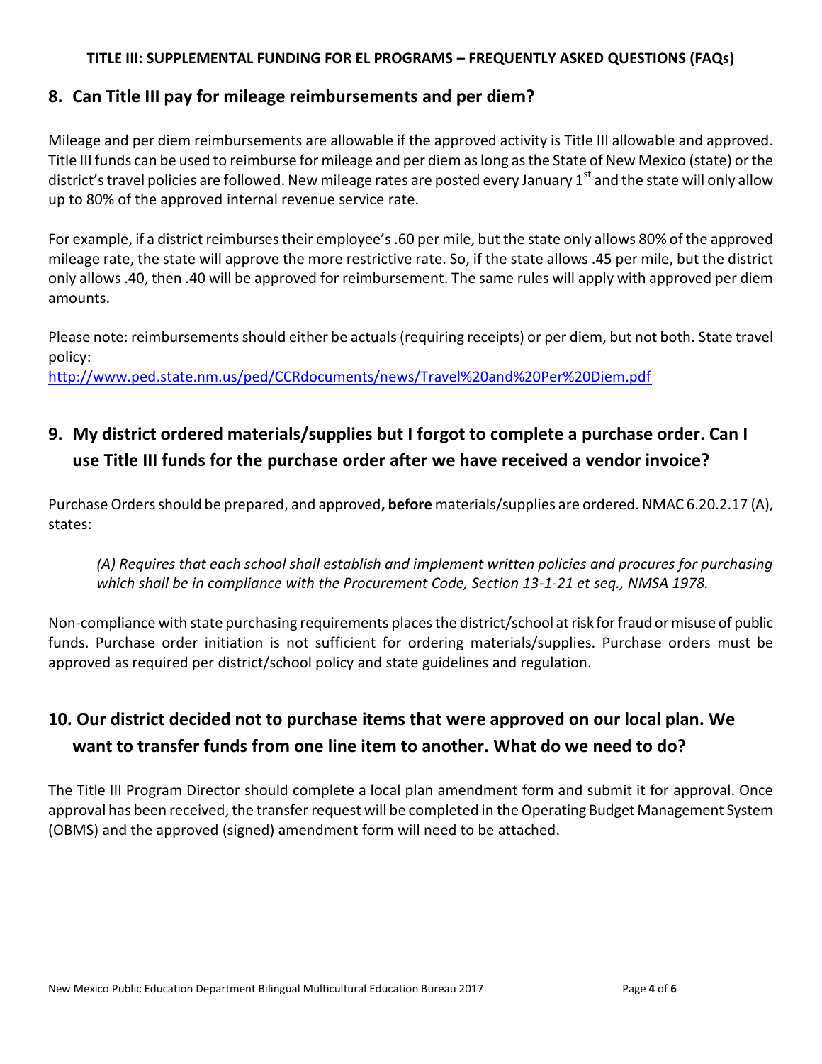## 8. Can Title III pay for mileage reimbursements and per diem?

Mileage and per diem reimbursements are allowable if the approved activity is Title III allowable and approved. Title III funds can be used to reimburse for mileage and per diem as long as the State of New Mexico (state) or the district's travel policies are followed. New mileage rates are posted every January 1st and the state will only allow up to 80% of the approved internal revenue service rate.

For example, if a district reimburses their employee's .60 per mile, but the state only allows 80% of the approved mileage rate, the state will approve the more restrictive rate. So, if the state allows .45 per mile, but the district only allows .40, then .40 will be approved for reimbursement. The same rules will apply with approved per diem amounts.

Please note: reimbursements should either be actuals (requiring receipts) or per diem, but not both. State travel policy:
http://www.ped.state.nm.us/ped/CCRdocuments/news/Travel%20and%20Per%20Diem.pdf

## 9. My district ordered materials/supplies but I forgot to complete a purchase order. Can I use Title III funds for the purchase order after we have received a vendor invoice?

Purchase Orders should be prepared, and approved**, before** materials/supplies are ordered. NMAC 6.20.2.17 (A), states:

> *(A) Requires that each school shall establish and implement written policies and procures for purchasing which shall be in compliance with the Procurement Code, Section 13-1-21 et seq., NMSA 1978.*

Non-compliance with state purchasing requirements places the district/school at risk for fraud or misuse of public funds. Purchase order initiation is not sufficient for ordering materials/supplies. Purchase orders must be approved as required per district/school policy and state guidelines and regulation.

## 10. Our district decided not to purchase items that were approved on our local plan. We want to transfer funds from one line item to another. What do we need to do?

The Title III Program Director should complete a local plan amendment form and submit it for approval. Once approval has been received, the transfer request will be completed in the Operating Budget Management System (OBMS) and the approved (signed) amendment form will need to be attached.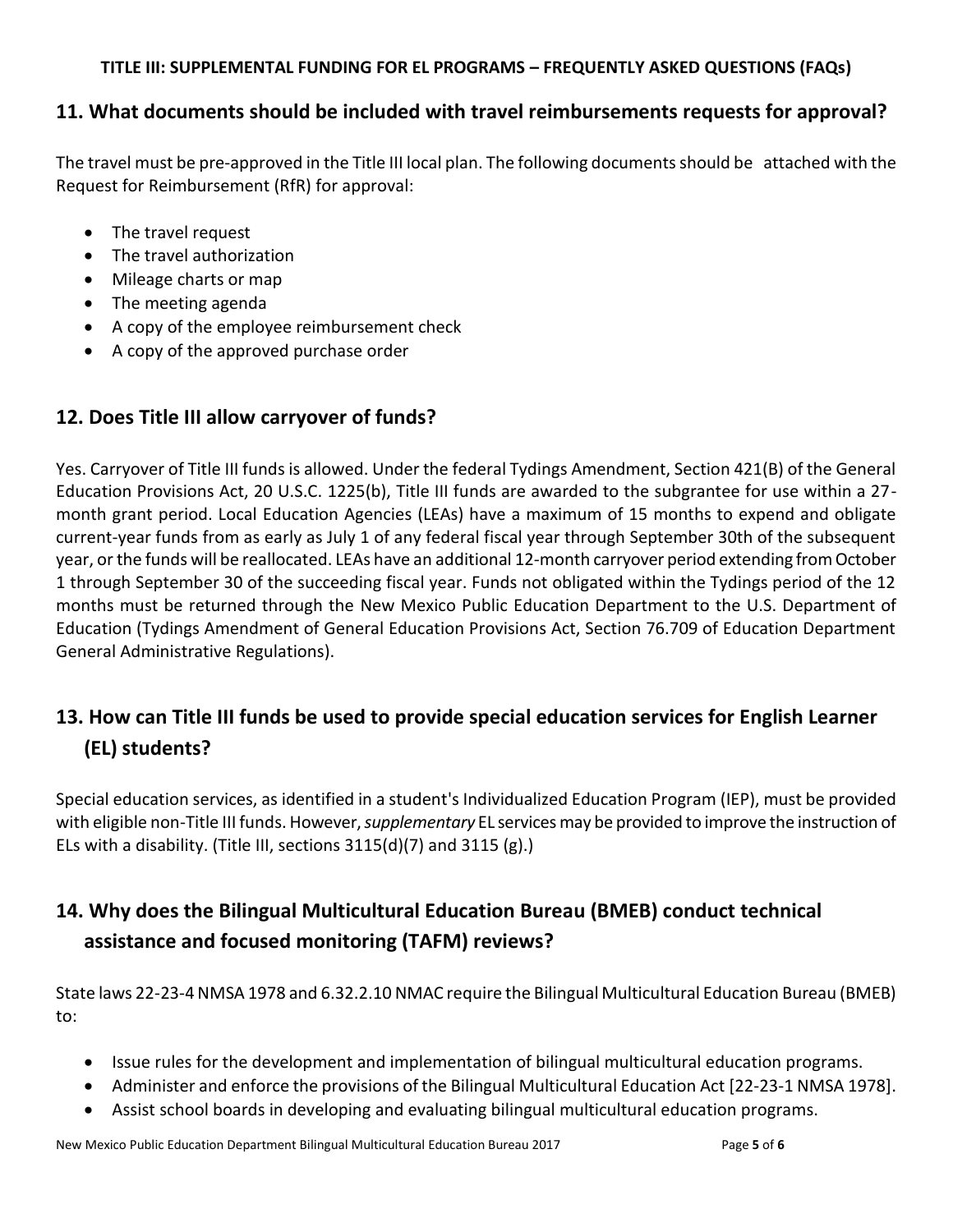## 11. What documents should be included with travel reimbursements requests for approval?

The travel must be pre-approved in the Title III local plan. The following documents should be attached with the Request for Reimbursement (RfR) for approval:

- The travel request
- The travel authorization
- Mileage charts or map
- The meeting agenda
- A copy of the employee reimbursement check
- A copy of the approved purchase order

## 12. Does Title III allow carryover of funds?

Yes. Carryover of Title III funds is allowed. Under the federal Tydings Amendment, Section 421(B) of the General Education Provisions Act, 20 U.S.C. 1225(b), Title III funds are awarded to the subgrantee for use within a 27-month grant period. Local Education Agencies (LEAs) have a maximum of 15 months to expend and obligate current-year funds from as early as July 1 of any federal fiscal year through September 30th of the subsequent year, or the funds will be reallocated. LEAs have an additional 12-month carryover period extending from October 1 through September 30 of the succeeding fiscal year. Funds not obligated within the Tydings period of the 12 months must be returned through the New Mexico Public Education Department to the U.S. Department of Education (Tydings Amendment of General Education Provisions Act, Section 76.709 of Education Department General Administrative Regulations).

## 13. How can Title III funds be used to provide special education services for English Learner (EL) students?

Special education services, as identified in a student's Individualized Education Program (IEP), must be provided with eligible non-Title III funds. However, *supplementary* EL services may be provided to improve the instruction of ELs with a disability. (Title III, sections 3115(d)(7) and 3115 (g).)

## 14. Why does the Bilingual Multicultural Education Bureau (BMEB) conduct technical assistance and focused monitoring (TAFM) reviews?

State laws 22-23-4 NMSA 1978 and 6.32.2.10 NMAC require the Bilingual Multicultural Education Bureau (BMEB) to:

- Issue rules for the development and implementation of bilingual multicultural education programs.
- Administer and enforce the provisions of the Bilingual Multicultural Education Act [22-23-1 NMSA 1978].
- Assist school boards in developing and evaluating bilingual multicultural education programs.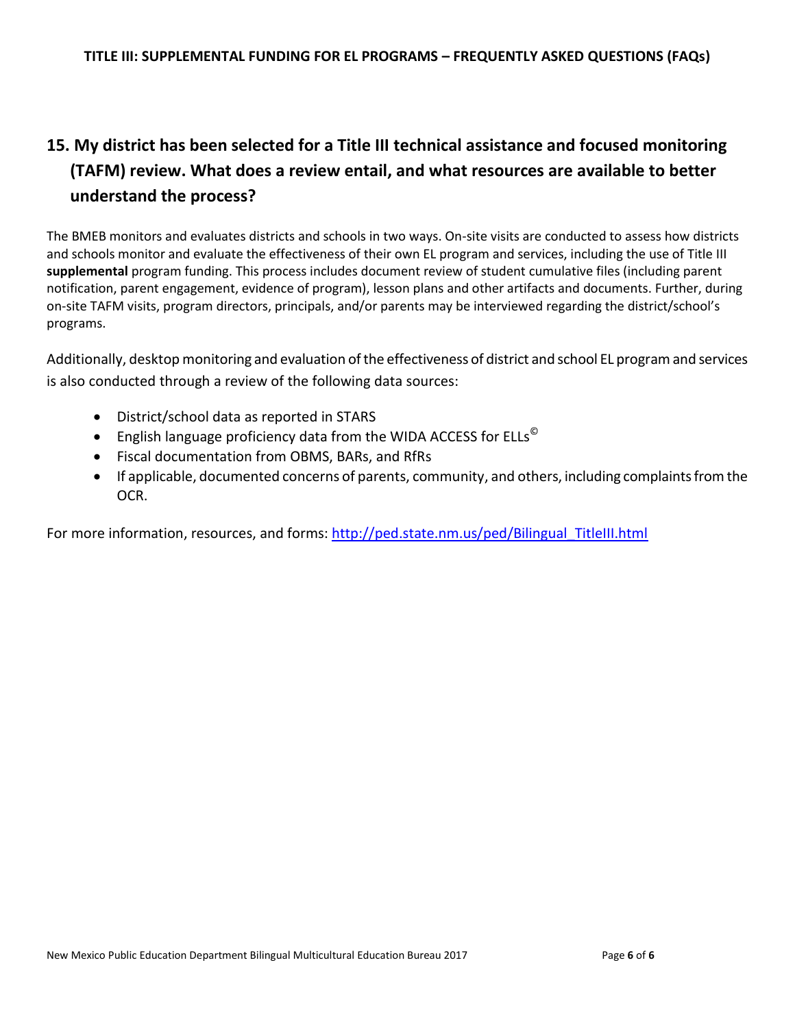## 15. My district has been selected for a Title III technical assistance and focused monitoring (TAFM) review. What does a review entail, and what resources are available to better understand the process?

The BMEB monitors and evaluates districts and schools in two ways. On-site visits are conducted to assess how districts and schools monitor and evaluate the effectiveness of their own EL program and services, including the use of Title III **supplemental** program funding. This process includes document review of student cumulative files (including parent notification, parent engagement, evidence of program), lesson plans and other artifacts and documents. Further, during on-site TAFM visits, program directors, principals, and/or parents may be interviewed regarding the district/school's programs.

Additionally, desktop monitoring and evaluation of the effectiveness of district and school EL program and services is also conducted through a review of the following data sources:

- District/school data as reported in STARS
- English language proficiency data from the WIDA ACCESS for ELLs©
- Fiscal documentation from OBMS, BARs, and RfRs
- If applicable, documented concerns of parents, community, and others, including complaints from the OCR.

For more information, resources, and forms: [http://ped.state.nm.us/ped/Bilingual_TitleIII.html](http://ped.state.nm.us/ped/Bilingual_TitleIII.html)